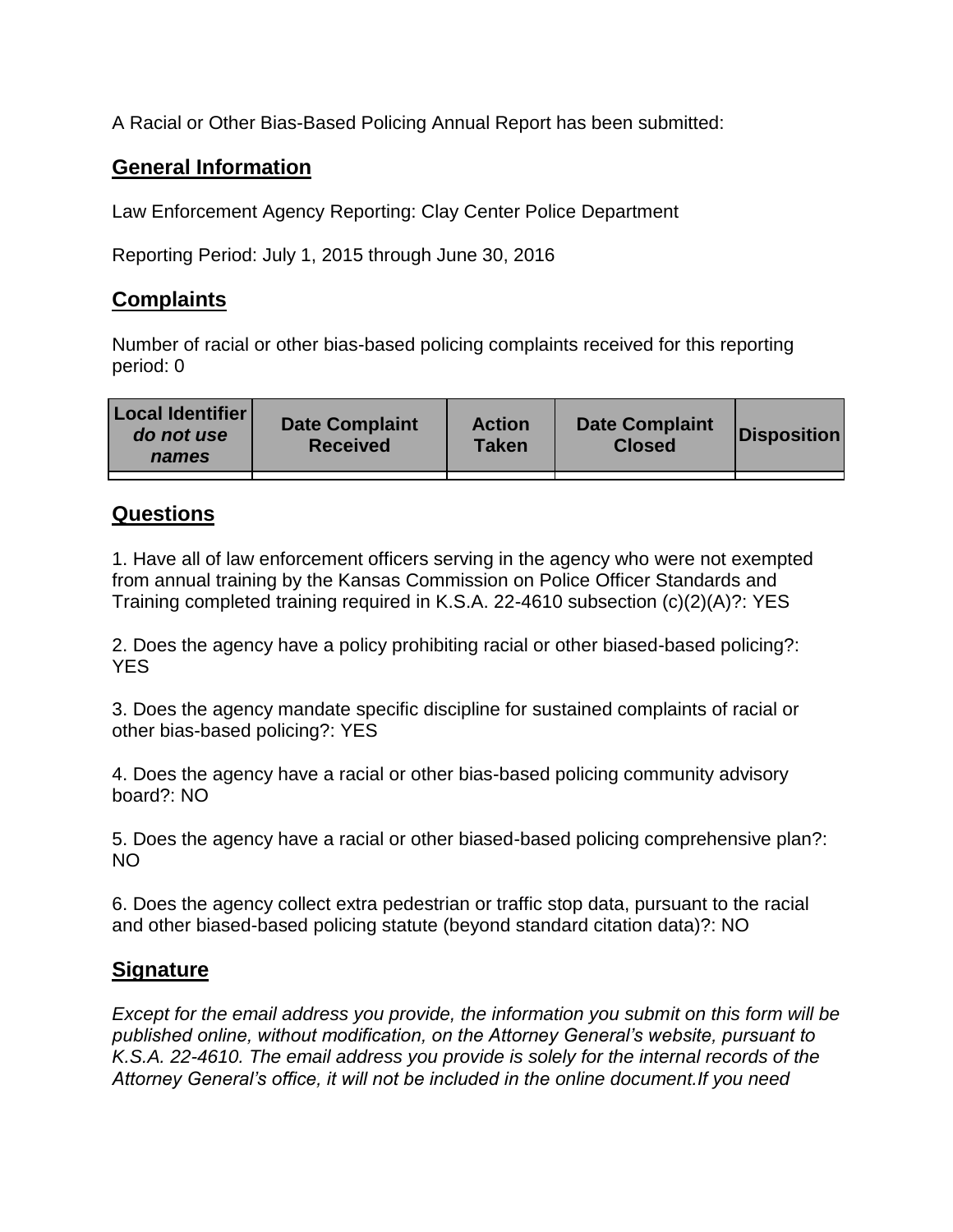A Racial or Other Bias-Based Policing Annual Report has been submitted:

## General Information

Law Enforcement Agency Reporting: Clay Center Police Department

Reporting Period: July 1, 2015 through June 30, 2016

## Complaints

Number of racial or other bias-based policing complaints received for this reporting period: 0

| **Local Identifier** ***do not use names*** | **Date Complaint Received** | **Action Taken** | **Date Complaint Closed** | **Disposition** |
|---|---|---|---|---|
| | | | | |

## Questions

1. Have all of law enforcement officers serving in the agency who were not exempted from annual training by the Kansas Commission on Police Officer Standards and Training completed training required in K.S.A. 22-4610 subsection (c)(2)(A)?: YES

2. Does the agency have a policy prohibiting racial or other biased-based policing?: YES

3. Does the agency mandate specific discipline for sustained complaints of racial or other bias-based policing?: YES

4. Does the agency have a racial or other bias-based policing community advisory board?: NO

5. Does the agency have a racial or other biased-based policing comprehensive plan?: NO

6. Does the agency collect extra pedestrian or traffic stop data, pursuant to the racial and other biased-based policing statute (beyond standard citation data)?: NO

## Signature

*Except for the email address you provide, the information you submit on this form will be published online, without modification, on the Attorney General's website, pursuant to K.S.A. 22-4610. The email address you provide is solely for the internal records of the Attorney General's office, it will not be included in the online document.If you need*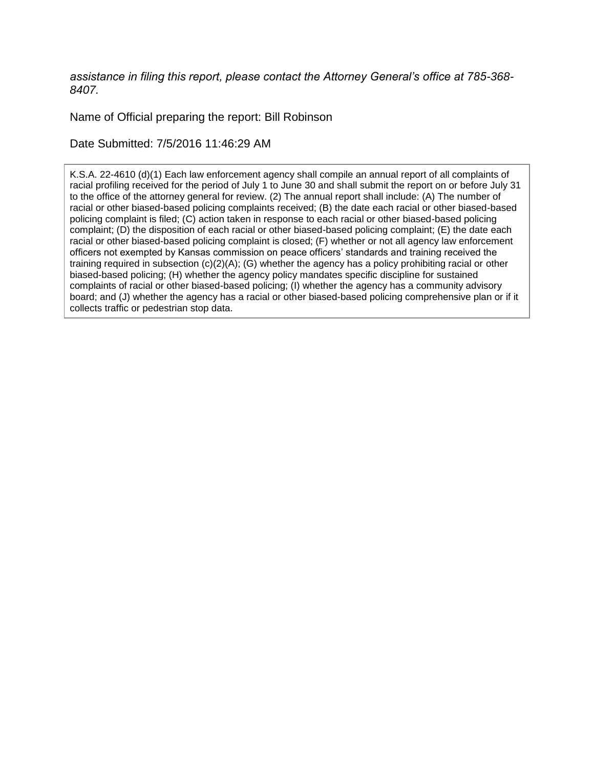*assistance in filing this report, please contact the Attorney General's office at 785-368-8407.*

Name of Official preparing the report: Bill Robinson

Date Submitted: 7/5/2016 11:46:29 AM

K.S.A. 22-4610 (d)(1) Each law enforcement agency shall compile an annual report of all complaints of racial profiling received for the period of July 1 to June 30 and shall submit the report on or before July 31 to the office of the attorney general for review. (2) The annual report shall include: (A) The number of racial or other biased-based policing complaints received; (B) the date each racial or other biased-based policing complaint is filed; (C) action taken in response to each racial or other biased-based policing complaint; (D) the disposition of each racial or other biased-based policing complaint; (E) the date each racial or other biased-based policing complaint is closed; (F) whether or not all agency law enforcement officers not exempted by Kansas commission on peace officers' standards and training received the training required in subsection (c)(2)(A); (G) whether the agency has a policy prohibiting racial or other biased-based policing; (H) whether the agency policy mandates specific discipline for sustained complaints of racial or other biased-based policing; (I) whether the agency has a community advisory board; and (J) whether the agency has a racial or other biased-based policing comprehensive plan or if it collects traffic or pedestrian stop data.